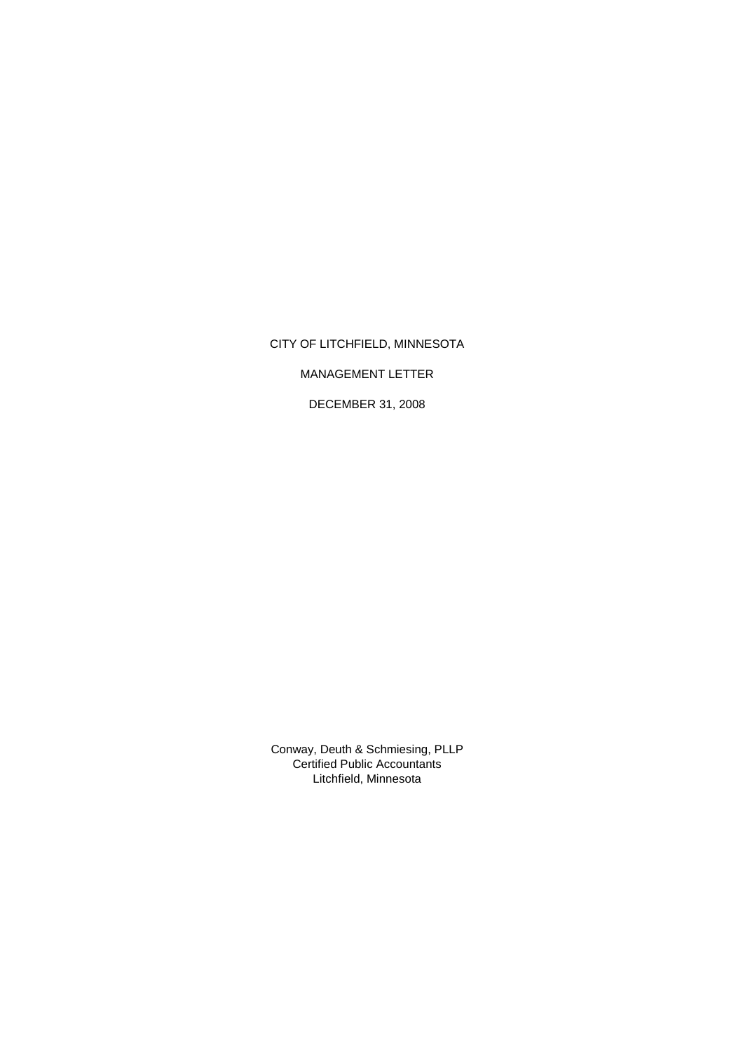# CITY OF LITCHFIELD, MINNESOTA

## MANAGEMENT LETTER

### DECEMBER 31, 2008

Conway, Deuth & Schmiesing, PLLP
Certified Public Accountants
Litchfield, Minnesota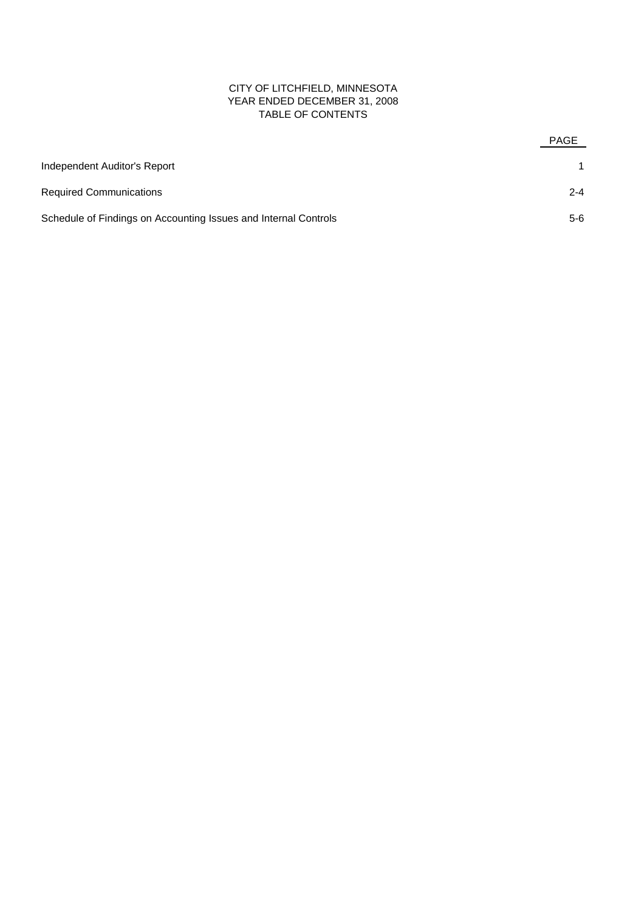# CITY OF LITCHFIELD, MINNESOTA
## YEAR ENDED DECEMBER 31, 2008
## TABLE OF CONTENTS

| | PAGE |
|---|---|
| Independent Auditor's Report | 1 |
| Required Communications | 2-4 |
| Schedule of Findings on Accounting Issues and Internal Controls | 5-6 |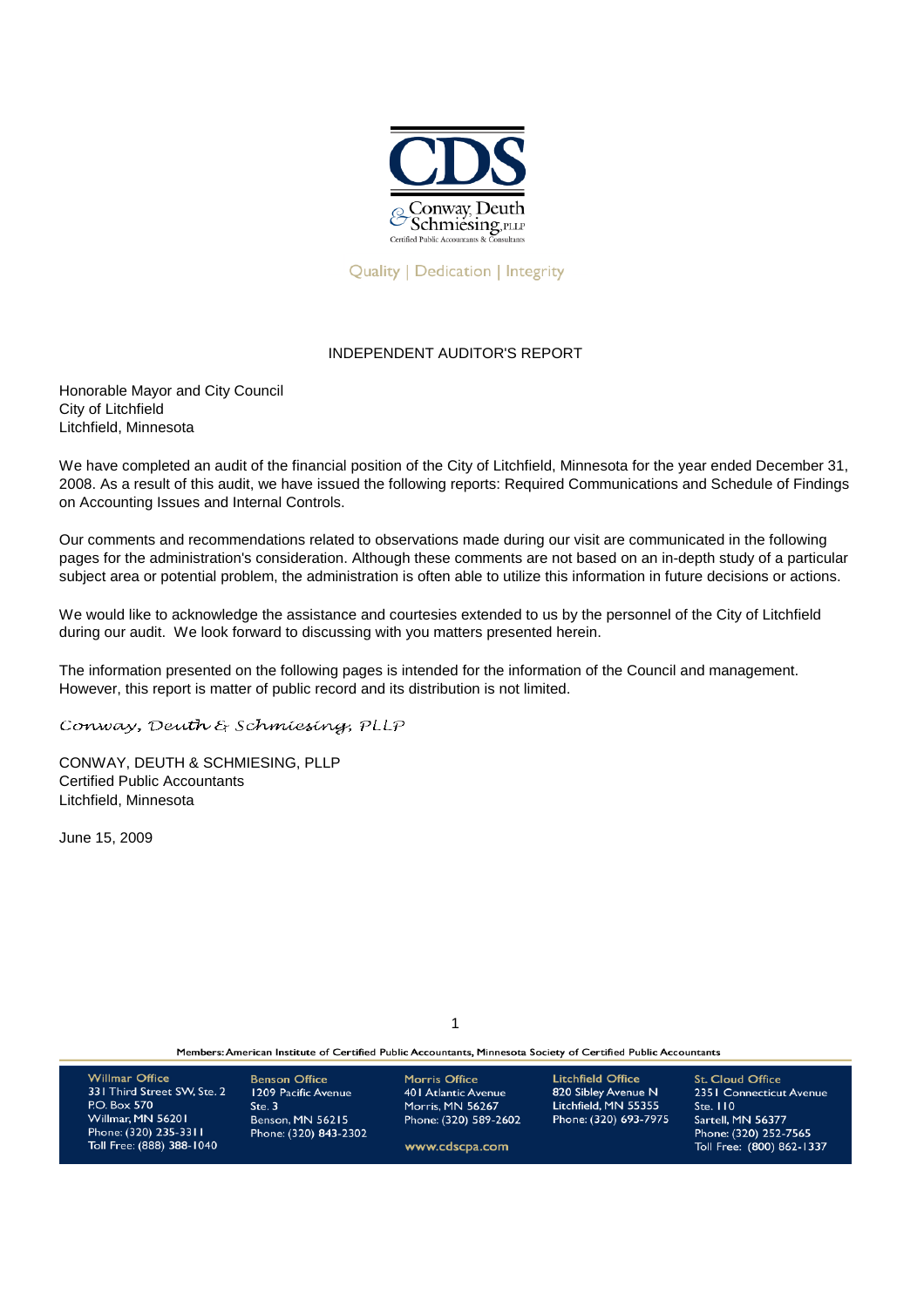CDS

Conway, Deuth & Schmiesing, PLLP
Certified Public Accountants & Consultants

Quality | Dedication | Integrity

# INDEPENDENT AUDITOR'S REPORT

Honorable Mayor and City Council
City of Litchfield
Litchfield, Minnesota

We have completed an audit of the financial position of the City of Litchfield, Minnesota for the year ended December 31, 2008. As a result of this audit, we have issued the following reports: Required Communications and Schedule of Findings on Accounting Issues and Internal Controls.

Our comments and recommendations related to observations made during our visit are communicated in the following pages for the administration's consideration. Although these comments are not based on an in-depth study of a particular subject area or potential problem, the administration is often able to utilize this information in future decisions or actions.

We would like to acknowledge the assistance and courtesies extended to us by the personnel of the City of Litchfield during our audit. We look forward to discussing with you matters presented herein.

The information presented on the following pages is intended for the information of the Council and management. However, this report is matter of public record and its distribution is not limited.

*Conway, Deuth & Schmiesing, PLLP*

CONWAY, DEUTH & SCHMIESING, PLLP
Certified Public Accountants
Litchfield, Minnesota

June 15, 2009

Members: American Institute of Certified Public Accountants, Minnesota Society of Certified Public Accountants

**Willmar Office**
331 Third Street SW, Ste. 2
P.O. Box 570
Willmar, MN 56201
Phone: (320) 235-3311
Toll Free: (888) 388-1040

**Benson Office**
1209 Pacific Avenue
Ste. 3
Benson, MN 56215
Phone: (320) 843-2302

**Morris Office**
401 Atlantic Avenue
Morris, MN 56267
Phone: (320) 589-2602

**Litchfield Office**
820 Sibley Avenue N
Litchfield, MN 55355
Phone: (320) 693-7975

**St. Cloud Office**
2351 Connecticut Avenue
Ste. 110
Sartell, MN 56377
Phone: (320) 252-7565
Toll Free: (800) 862-1337

www.cdscpa.com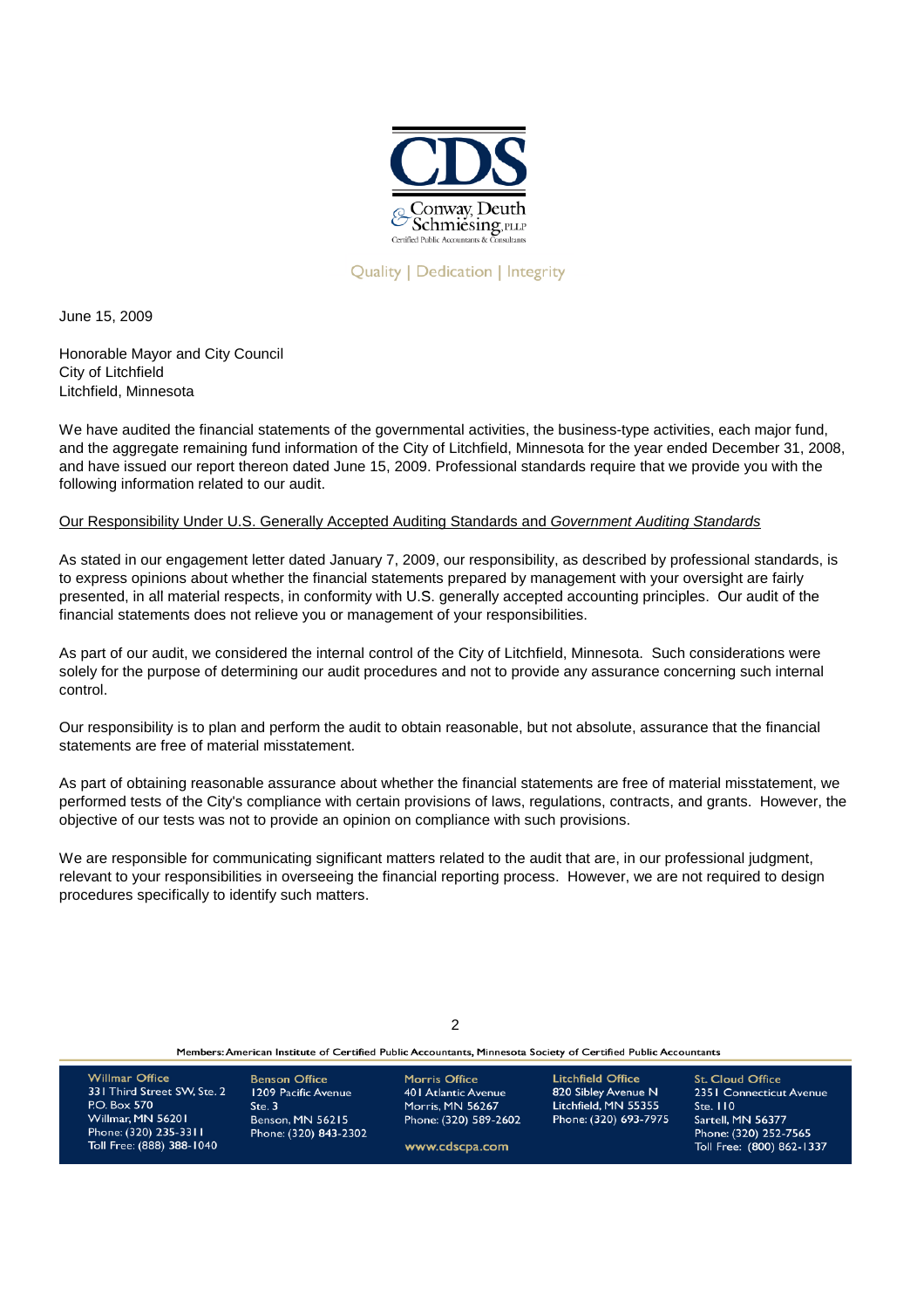June 15, 2009

Honorable Mayor and City Council
City of Litchfield
Litchfield, Minnesota

We have audited the financial statements of the governmental activities, the business-type activities, each major fund, and the aggregate remaining fund information of the City of Litchfield, Minnesota for the year ended December 31, 2008, and have issued our report thereon dated June 15, 2009. Professional standards require that we provide you with the following information related to our audit.

Our Responsibility Under U.S. Generally Accepted Auditing Standards and *Government Auditing Standards*

As stated in our engagement letter dated January 7, 2009, our responsibility, as described by professional standards, is to express opinions about whether the financial statements prepared by management with your oversight are fairly presented, in all material respects, in conformity with U.S. generally accepted accounting principles. Our audit of the financial statements does not relieve you or management of your responsibilities.

As part of our audit, we considered the internal control of the City of Litchfield, Minnesota. Such considerations were solely for the purpose of determining our audit procedures and not to provide any assurance concerning such internal control.

Our responsibility is to plan and perform the audit to obtain reasonable, but not absolute, assurance that the financial statements are free of material misstatement.

As part of obtaining reasonable assurance about whether the financial statements are free of material misstatement, we performed tests of the City's compliance with certain provisions of laws, regulations, contracts, and grants. However, the objective of our tests was not to provide an opinion on compliance with such provisions.

We are responsible for communicating significant matters related to the audit that are, in our professional judgment, relevant to your responsibilities in overseeing the financial reporting process. However, we are not required to design procedures specifically to identify such matters.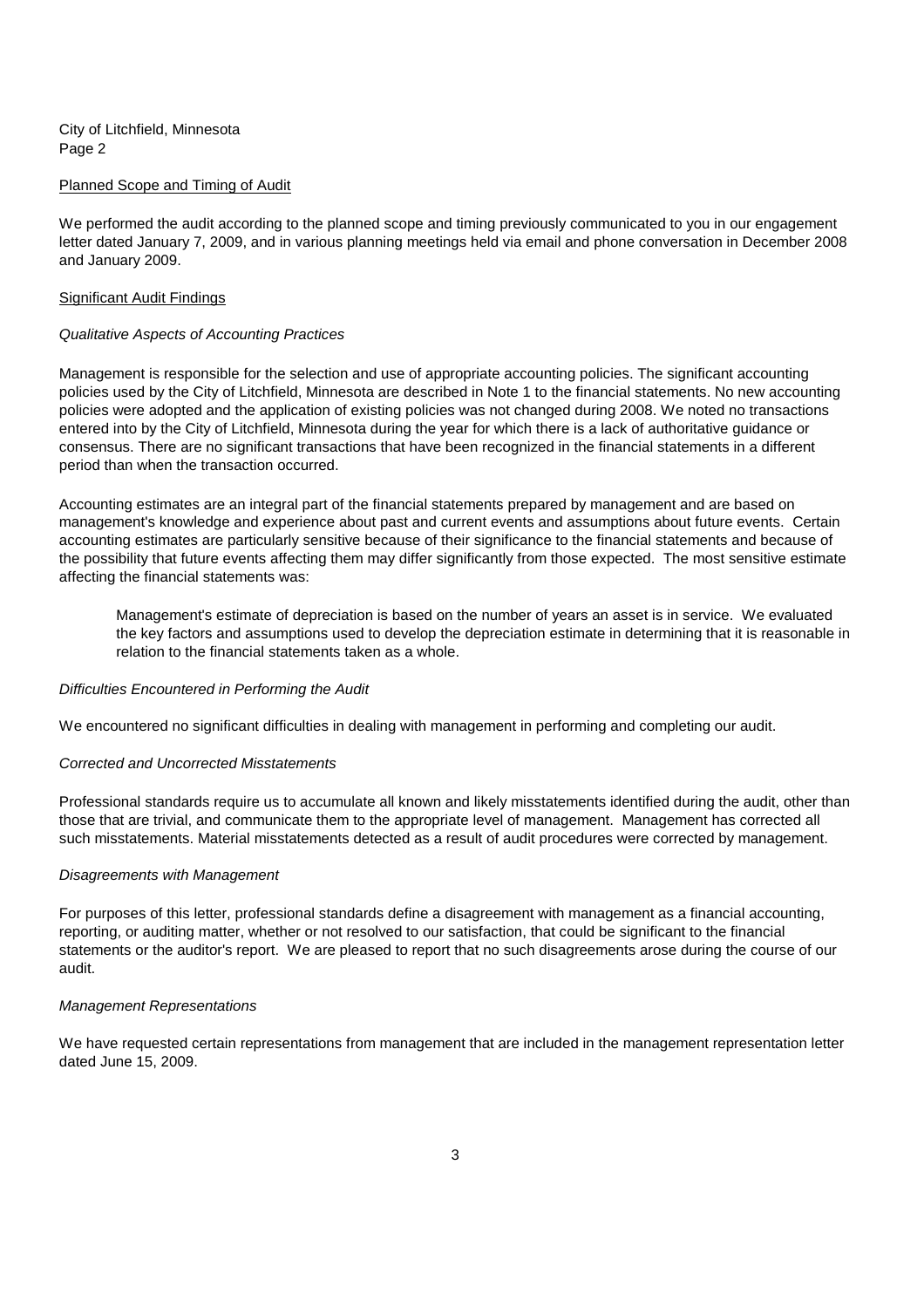City of Litchfield, Minnesota
Page 2

## Planned Scope and Timing of Audit

We performed the audit according to the planned scope and timing previously communicated to you in our engagement letter dated January 7, 2009, and in various planning meetings held via email and phone conversation in December 2008 and January 2009.

## Significant Audit Findings

### *Qualitative Aspects of Accounting Practices*

Management is responsible for the selection and use of appropriate accounting policies. The significant accounting policies used by the City of Litchfield, Minnesota are described in Note 1 to the financial statements. No new accounting policies were adopted and the application of existing policies was not changed during 2008. We noted no transactions entered into by the City of Litchfield, Minnesota during the year for which there is a lack of authoritative guidance or consensus. There are no significant transactions that have been recognized in the financial statements in a different period than when the transaction occurred.

Accounting estimates are an integral part of the financial statements prepared by management and are based on management's knowledge and experience about past and current events and assumptions about future events. Certain accounting estimates are particularly sensitive because of their significance to the financial statements and because of the possibility that future events affecting them may differ significantly from those expected. The most sensitive estimate affecting the financial statements was:

> Management's estimate of depreciation is based on the number of years an asset is in service. We evaluated the key factors and assumptions used to develop the depreciation estimate in determining that it is reasonable in relation to the financial statements taken as a whole.

### *Difficulties Encountered in Performing the Audit*

We encountered no significant difficulties in dealing with management in performing and completing our audit.

### *Corrected and Uncorrected Misstatements*

Professional standards require us to accumulate all known and likely misstatements identified during the audit, other than those that are trivial, and communicate them to the appropriate level of management. Management has corrected all such misstatements. Material misstatements detected as a result of audit procedures were corrected by management.

### *Disagreements with Management*

For purposes of this letter, professional standards define a disagreement with management as a financial accounting, reporting, or auditing matter, whether or not resolved to our satisfaction, that could be significant to the financial statements or the auditor's report. We are pleased to report that no such disagreements arose during the course of our audit.

### *Management Representations*

We have requested certain representations from management that are included in the management representation letter dated June 15, 2009.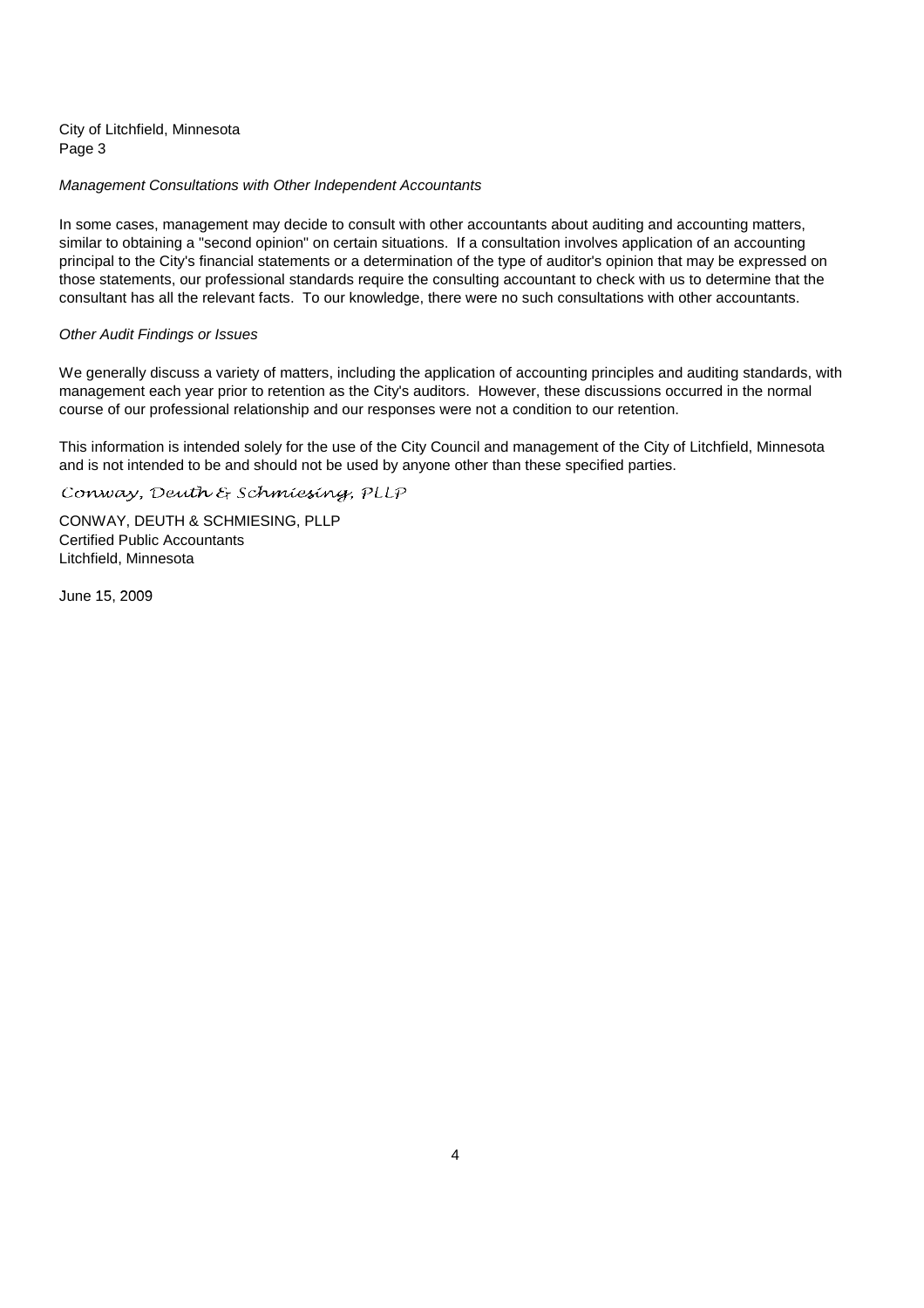City of Litchfield, Minnesota
Page 3

*Management Consultations with Other Independent Accountants*

In some cases, management may decide to consult with other accountants about auditing and accounting matters, similar to obtaining a "second opinion" on certain situations. If a consultation involves application of an accounting principal to the City's financial statements or a determination of the type of auditor's opinion that may be expressed on those statements, our professional standards require the consulting accountant to check with us to determine that the consultant has all the relevant facts. To our knowledge, there were no such consultations with other accountants.

*Other Audit Findings or Issues*

We generally discuss a variety of matters, including the application of accounting principles and auditing standards, with management each year prior to retention as the City's auditors. However, these discussions occurred in the normal course of our professional relationship and our responses were not a condition to our retention.

This information is intended solely for the use of the City Council and management of the City of Litchfield, Minnesota and is not intended to be and should not be used by anyone other than these specified parties.

*Conway, Deuth & Schmiesing, PLLP*

CONWAY, DEUTH & SCHMIESING, PLLP
Certified Public Accountants
Litchfield, Minnesota

June 15, 2009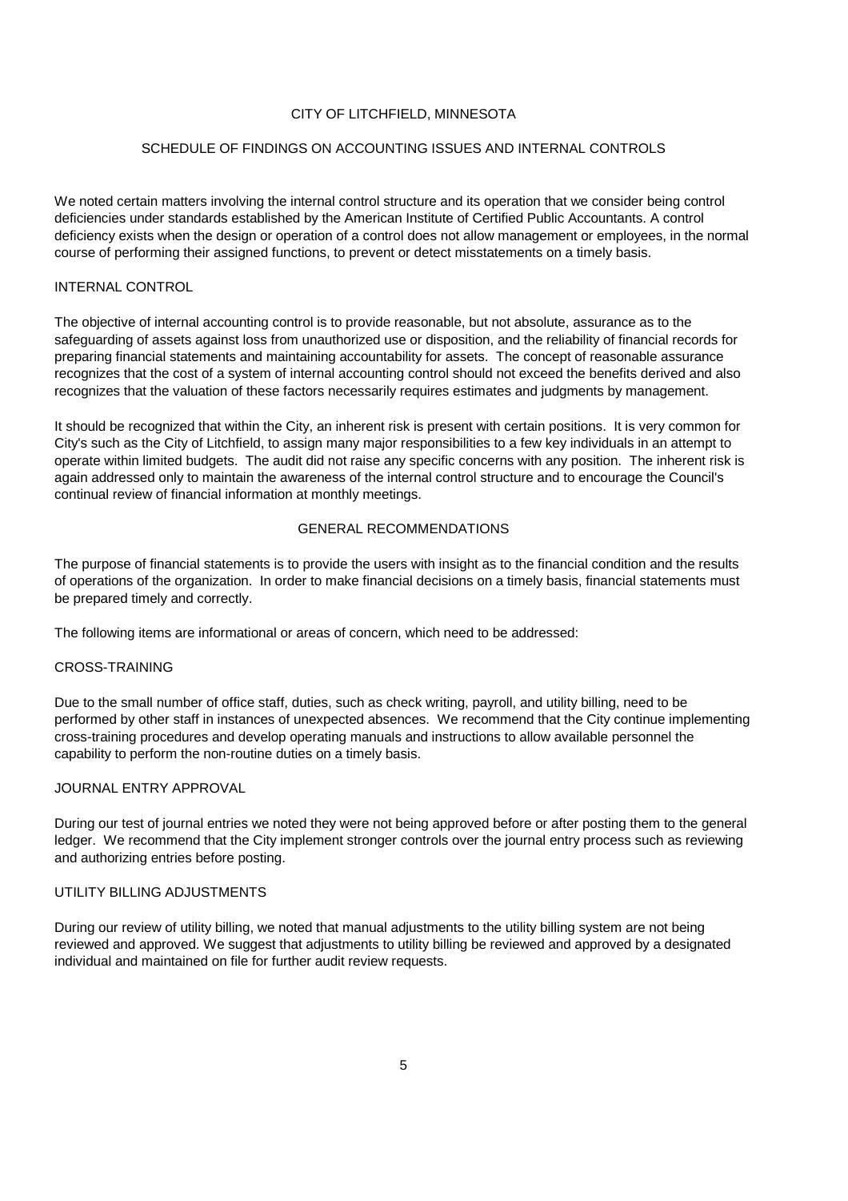# CITY OF LITCHFIELD, MINNESOTA

## SCHEDULE OF FINDINGS ON ACCOUNTING ISSUES AND INTERNAL CONTROLS

We noted certain matters involving the internal control structure and its operation that we consider being control deficiencies under standards established by the American Institute of Certified Public Accountants. A control deficiency exists when the design or operation of a control does not allow management or employees, in the normal course of performing their assigned functions, to prevent or detect misstatements on a timely basis.

### INTERNAL CONTROL

The objective of internal accounting control is to provide reasonable, but not absolute, assurance as to the safeguarding of assets against loss from unauthorized use or disposition, and the reliability of financial records for preparing financial statements and maintaining accountability for assets. The concept of reasonable assurance recognizes that the cost of a system of internal accounting control should not exceed the benefits derived and also recognizes that the valuation of these factors necessarily requires estimates and judgments by management.

It should be recognized that within the City, an inherent risk is present with certain positions. It is very common for City's such as the City of Litchfield, to assign many major responsibilities to a few key individuals in an attempt to operate within limited budgets. The audit did not raise any specific concerns with any position. The inherent risk is again addressed only to maintain the awareness of the internal control structure and to encourage the Council's continual review of financial information at monthly meetings.

## GENERAL RECOMMENDATIONS

The purpose of financial statements is to provide the users with insight as to the financial condition and the results of operations of the organization. In order to make financial decisions on a timely basis, financial statements must be prepared timely and correctly.

The following items are informational or areas of concern, which need to be addressed:

### CROSS-TRAINING

Due to the small number of office staff, duties, such as check writing, payroll, and utility billing, need to be performed by other staff in instances of unexpected absences. We recommend that the City continue implementing cross-training procedures and develop operating manuals and instructions to allow available personnel the capability to perform the non-routine duties on a timely basis.

### JOURNAL ENTRY APPROVAL

During our test of journal entries we noted they were not being approved before or after posting them to the general ledger. We recommend that the City implement stronger controls over the journal entry process such as reviewing and authorizing entries before posting.

### UTILITY BILLING ADJUSTMENTS

During our review of utility billing, we noted that manual adjustments to the utility billing system are not being reviewed and approved. We suggest that adjustments to utility billing be reviewed and approved by a designated individual and maintained on file for further audit review requests.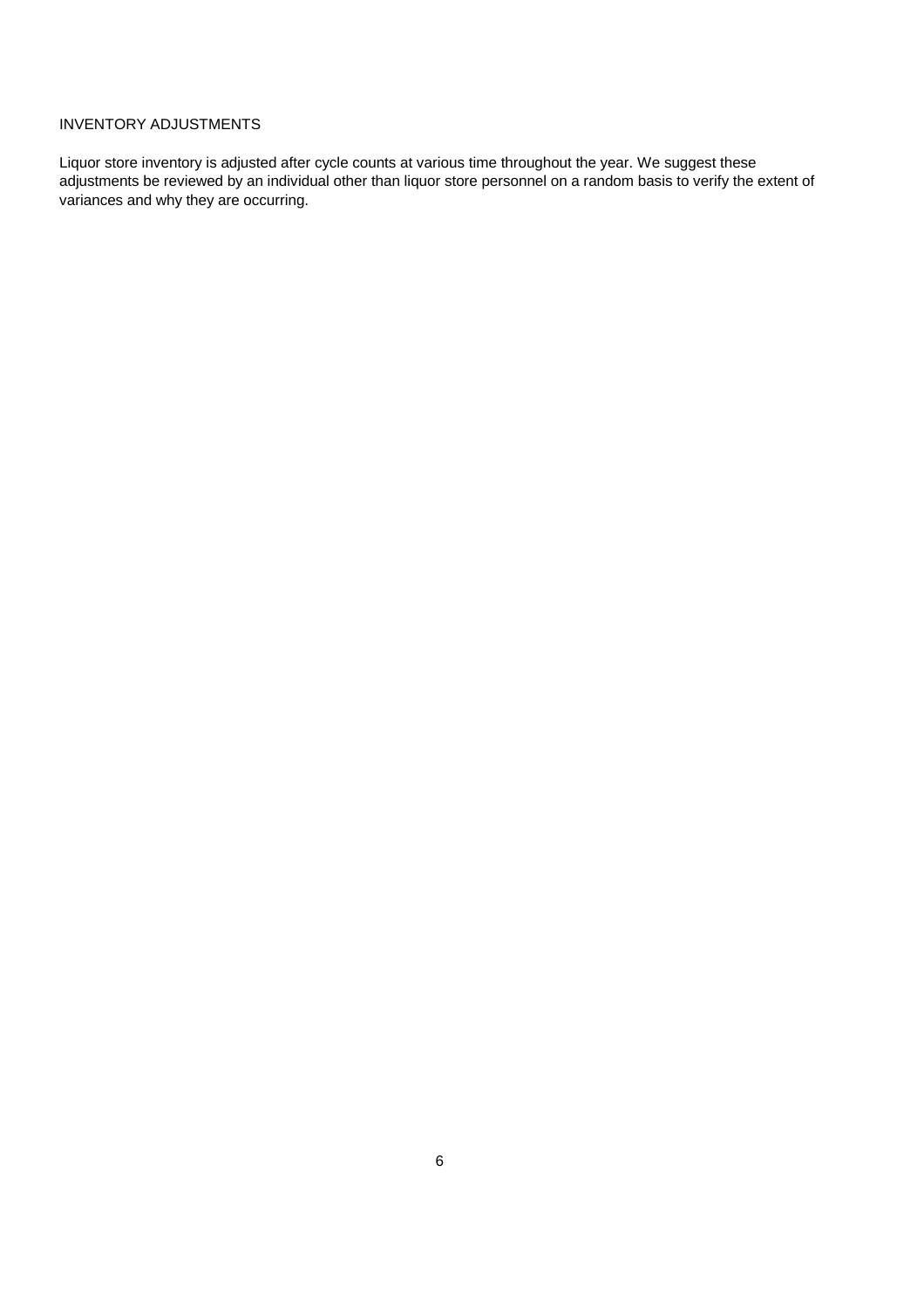## INVENTORY ADJUSTMENTS

Liquor store inventory is adjusted after cycle counts at various time throughout the year. We suggest these adjustments be reviewed by an individual other than liquor store personnel on a random basis to verify the extent of variances and why they are occurring.